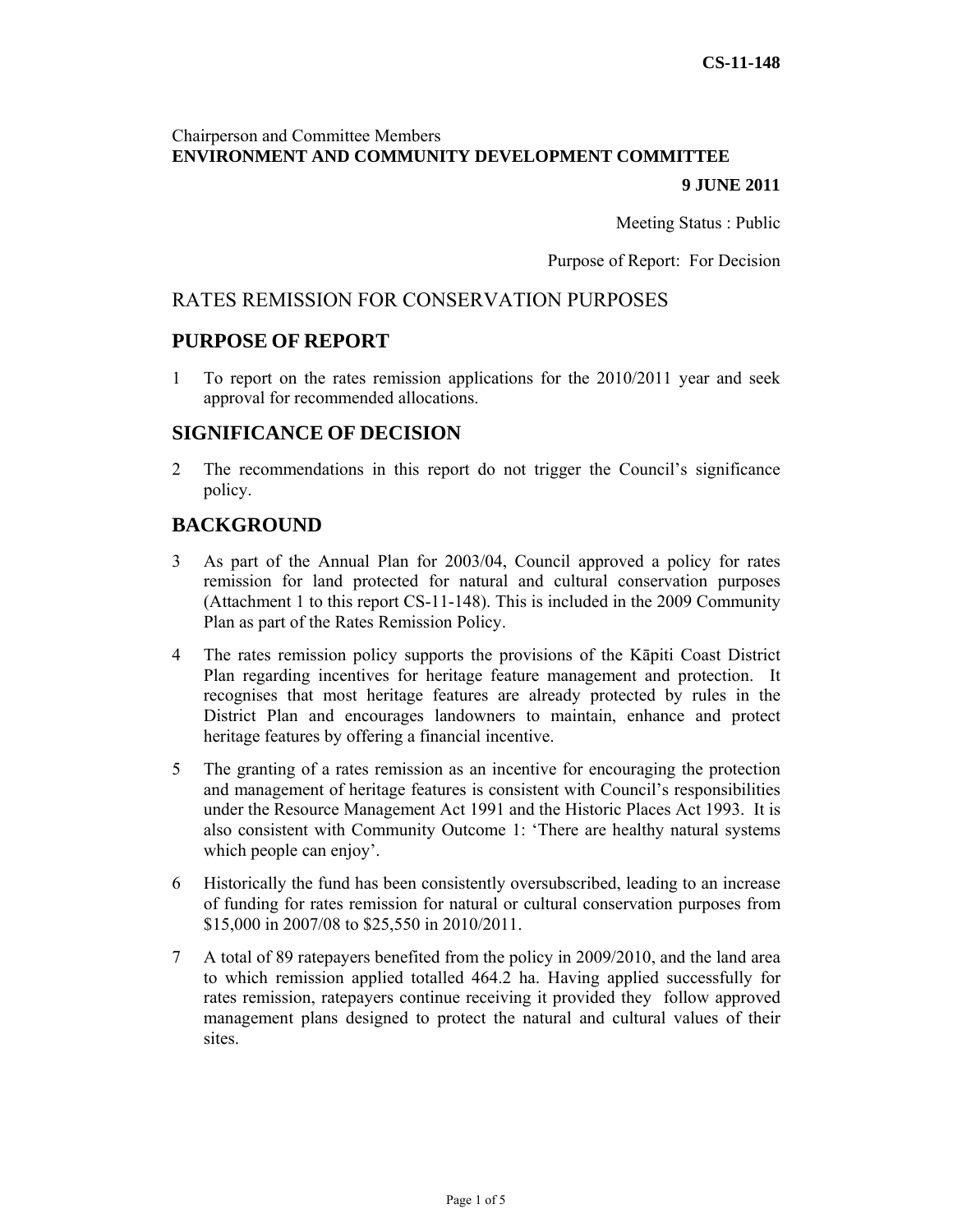**CS-11-148**

Chairperson and Committee Members
**ENVIRONMENT AND COMMUNITY DEVELOPMENT COMMITTEE**

**9 JUNE 2011**

Meeting Status : Public

Purpose of Report: For Decision

# RATES REMISSION FOR CONSERVATION PURPOSES

## PURPOSE OF REPORT

1 To report on the rates remission applications for the 2010/2011 year and seek approval for recommended allocations.

## SIGNIFICANCE OF DECISION

2 The recommendations in this report do not trigger the Council's significance policy.

## BACKGROUND

3 As part of the Annual Plan for 2003/04, Council approved a policy for rates remission for land protected for natural and cultural conservation purposes (Attachment 1 to this report CS-11-148). This is included in the 2009 Community Plan as part of the Rates Remission Policy.

4 The rates remission policy supports the provisions of the Kāpiti Coast District Plan regarding incentives for heritage feature management and protection. It recognises that most heritage features are already protected by rules in the District Plan and encourages landowners to maintain, enhance and protect heritage features by offering a financial incentive.

5 The granting of a rates remission as an incentive for encouraging the protection and management of heritage features is consistent with Council's responsibilities under the Resource Management Act 1991 and the Historic Places Act 1993. It is also consistent with Community Outcome 1: 'There are healthy natural systems which people can enjoy'.

6 Historically the fund has been consistently oversubscribed, leading to an increase of funding for rates remission for natural or cultural conservation purposes from $15,000 in 2007/08 to $25,550 in 2010/2011.

7 A total of 89 ratepayers benefited from the policy in 2009/2010, and the land area to which remission applied totalled 464.2 ha. Having applied successfully for rates remission, ratepayers continue receiving it provided they follow approved management plans designed to protect the natural and cultural values of their sites.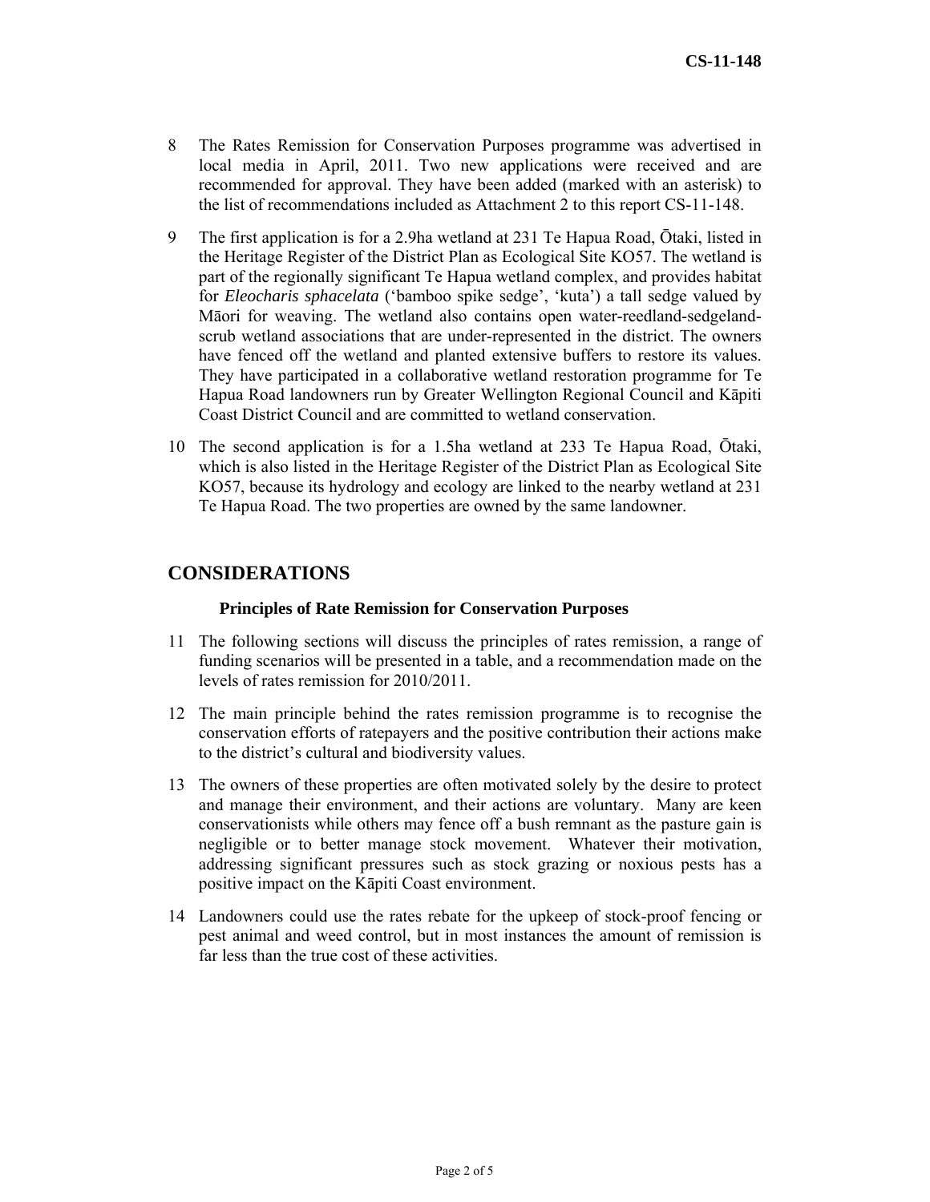8 The Rates Remission for Conservation Purposes programme was advertised in local media in April, 2011. Two new applications were received and are recommended for approval. They have been added (marked with an asterisk) to the list of recommendations included as Attachment 2 to this report CS-11-148.

9 The first application is for a 2.9ha wetland at 231 Te Hapua Road, Ōtaki, listed in the Heritage Register of the District Plan as Ecological Site KO57. The wetland is part of the regionally significant Te Hapua wetland complex, and provides habitat for *Eleocharis sphacelata* ('bamboo spike sedge', 'kuta') a tall sedge valued by Māori for weaving. The wetland also contains open water-reedland-sedgeland-scrub wetland associations that are under-represented in the district. The owners have fenced off the wetland and planted extensive buffers to restore its values. They have participated in a collaborative wetland restoration programme for Te Hapua Road landowners run by Greater Wellington Regional Council and Kāpiti Coast District Council and are committed to wetland conservation.

10 The second application is for a 1.5ha wetland at 233 Te Hapua Road, Ōtaki, which is also listed in the Heritage Register of the District Plan as Ecological Site KO57, because its hydrology and ecology are linked to the nearby wetland at 231 Te Hapua Road. The two properties are owned by the same landowner.

## CONSIDERATIONS

### Principles of Rate Remission for Conservation Purposes

11 The following sections will discuss the principles of rates remission, a range of funding scenarios will be presented in a table, and a recommendation made on the levels of rates remission for 2010/2011.

12 The main principle behind the rates remission programme is to recognise the conservation efforts of ratepayers and the positive contribution their actions make to the district's cultural and biodiversity values.

13 The owners of these properties are often motivated solely by the desire to protect and manage their environment, and their actions are voluntary. Many are keen conservationists while others may fence off a bush remnant as the pasture gain is negligible or to better manage stock movement. Whatever their motivation, addressing significant pressures such as stock grazing or noxious pests has a positive impact on the Kāpiti Coast environment.

14 Landowners could use the rates rebate for the upkeep of stock-proof fencing or pest animal and weed control, but in most instances the amount of remission is far less than the true cost of these activities.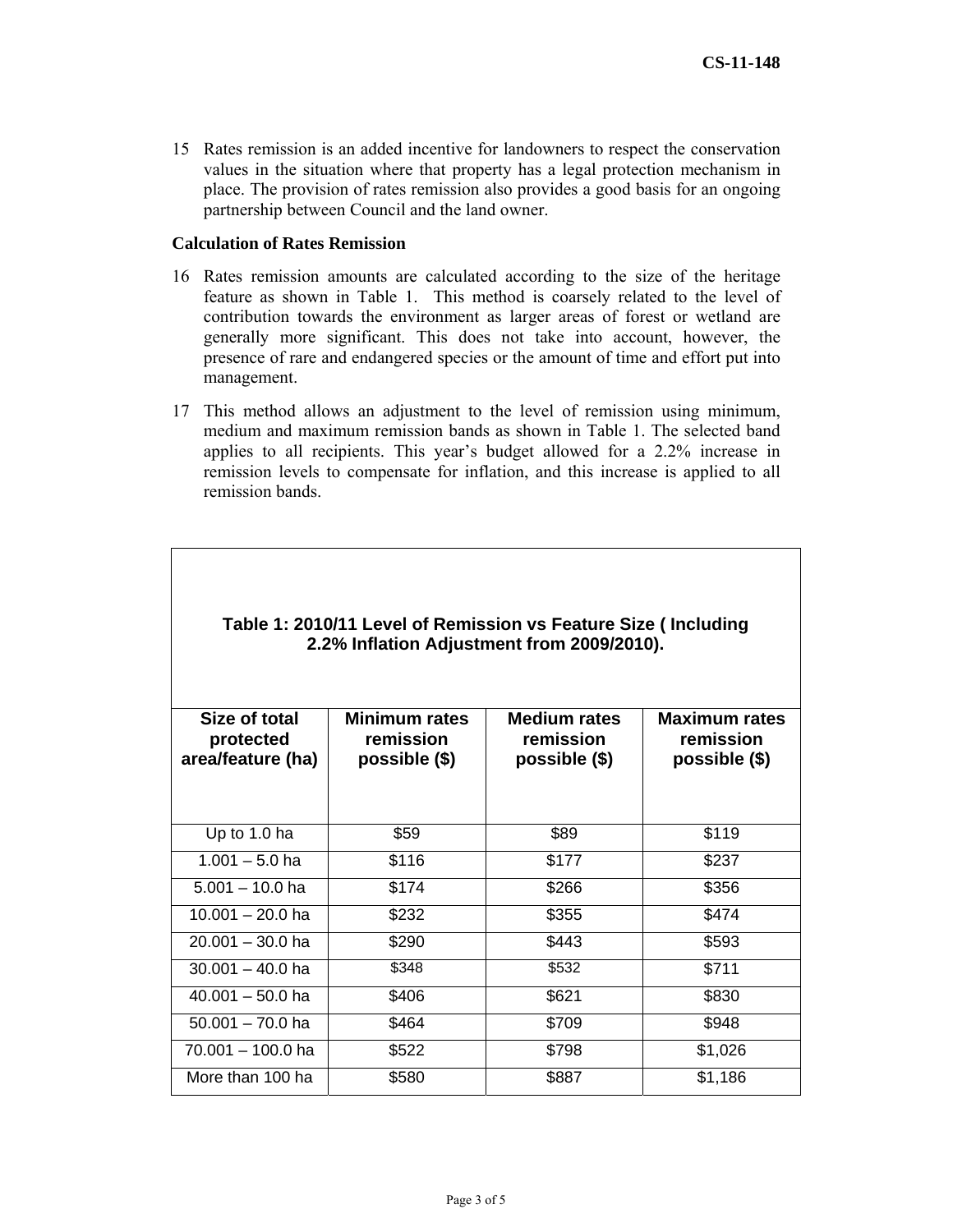15 Rates remission is an added incentive for landowners to respect the conservation values in the situation where that property has a legal protection mechanism in place. The provision of rates remission also provides a good basis for an ongoing partnership between Council and the land owner.

**Calculation of Rates Remission**

16 Rates remission amounts are calculated according to the size of the heritage feature as shown in Table 1. This method is coarsely related to the level of contribution towards the environment as larger areas of forest or wetland are generally more significant. This does not take into account, however, the presence of rare and endangered species or the amount of time and effort put into management.

17 This method allows an adjustment to the level of remission using minimum, medium and maximum remission bands as shown in Table 1. The selected band applies to all recipients. This year's budget allowed for a 2.2% increase in remission levels to compensate for inflation, and this increase is applied to all remission bands.

**Table 1: 2010/11 Level of Remission vs Feature Size ( Including 2.2% Inflation Adjustment from 2009/2010).**

| Size of total protected area/feature (ha) | Minimum rates remission possible ($) | Medium rates remission possible ($) | Maximum rates remission possible ($) |
|---|---|---|---|
| Up to 1.0 ha | $59 | $89 | $119 |
| 1.001 – 5.0 ha | $116 | $177 | $237 |
| 5.001 – 10.0 ha | $174 | $266 | $356 |
| 10.001 – 20.0 ha | $232 | $355 | $474 |
| 20.001 – 30.0 ha | $290 | $443 | $593 |
| 30.001 – 40.0 ha | $348 | $532 | $711 |
| 40.001 – 50.0 ha | $406 | $621 | $830 |
| 50.001 – 70.0 ha | $464 | $709 | $948 |
| 70.001 – 100.0 ha | $522 | $798 | $1,026 |
| More than 100 ha | $580 | $887 | $1,186 |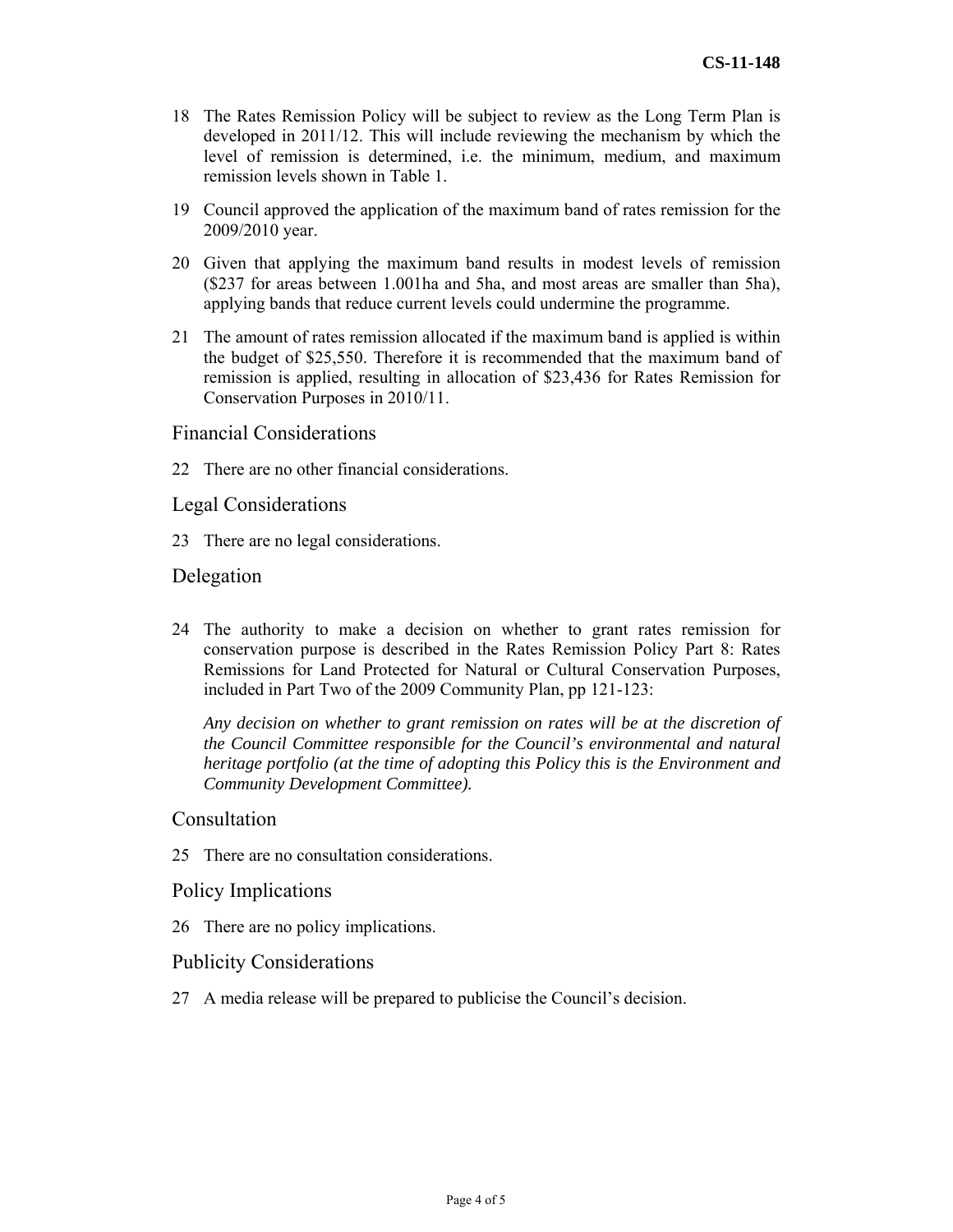18 The Rates Remission Policy will be subject to review as the Long Term Plan is developed in 2011/12. This will include reviewing the mechanism by which the level of remission is determined, i.e. the minimum, medium, and maximum remission levels shown in Table 1.

19 Council approved the application of the maximum band of rates remission for the 2009/2010 year.

20 Given that applying the maximum band results in modest levels of remission ($237 for areas between 1.001ha and 5ha, and most areas are smaller than 5ha), applying bands that reduce current levels could undermine the programme.

21 The amount of rates remission allocated if the maximum band is applied is within the budget of $25,550. Therefore it is recommended that the maximum band of remission is applied, resulting in allocation of $23,436 for Rates Remission for Conservation Purposes in 2010/11.

## Financial Considerations

22 There are no other financial considerations.

## Legal Considerations

23 There are no legal considerations.

## Delegation

24 The authority to make a decision on whether to grant rates remission for conservation purpose is described in the Rates Remission Policy Part 8: Rates Remissions for Land Protected for Natural or Cultural Conservation Purposes, included in Part Two of the 2009 Community Plan, pp 121-123:

*Any decision on whether to grant remission on rates will be at the discretion of the Council Committee responsible for the Council's environmental and natural heritage portfolio (at the time of adopting this Policy this is the Environment and Community Development Committee).*

## Consultation

25 There are no consultation considerations.

## Policy Implications

26 There are no policy implications.

## Publicity Considerations

27 A media release will be prepared to publicise the Council's decision.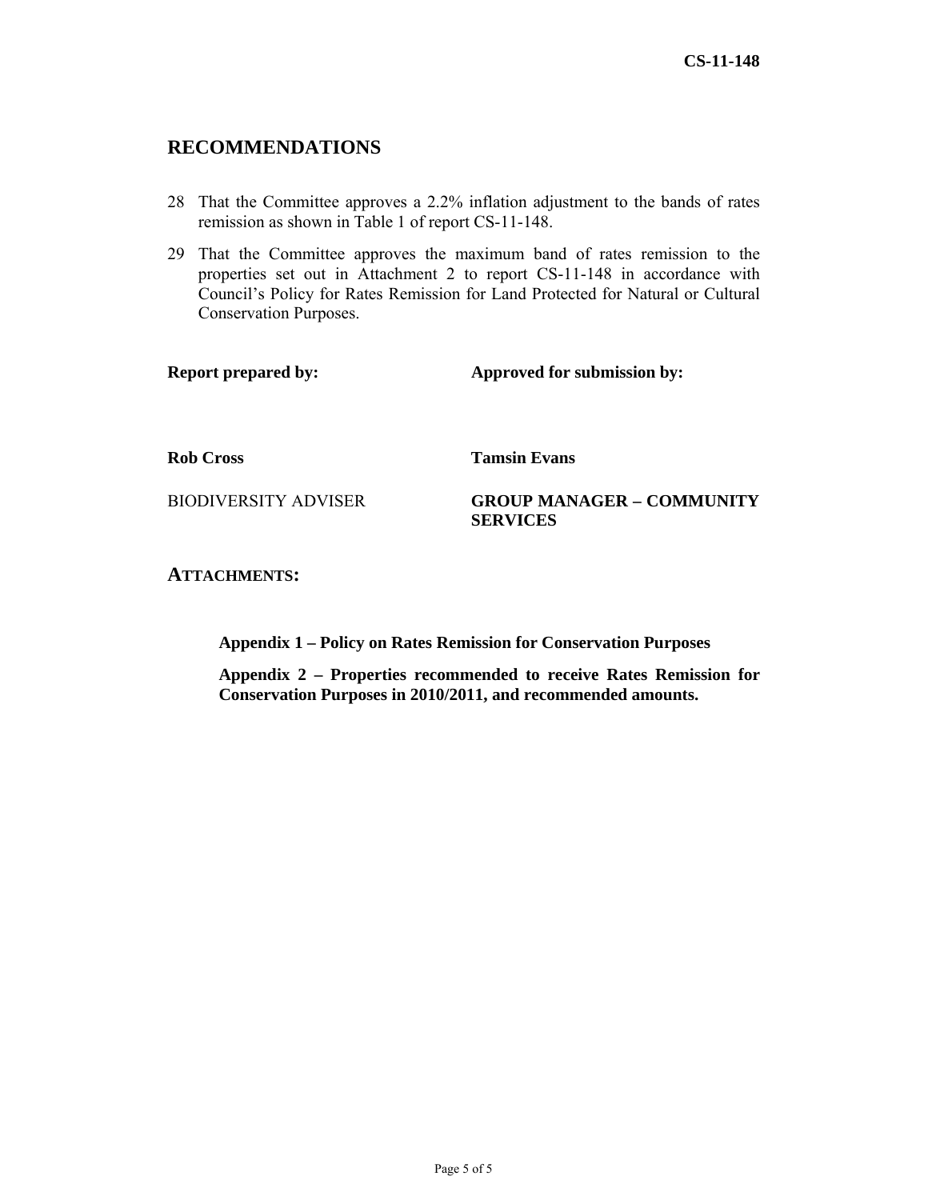## RECOMMENDATIONS

28 That the Committee approves a 2.2% inflation adjustment to the bands of rates remission as shown in Table 1 of report CS-11-148.

29 That the Committee approves the maximum band of rates remission to the properties set out in Attachment 2 to report CS-11-148 in accordance with Council's Policy for Rates Remission for Land Protected for Natural or Cultural Conservation Purposes.

| **Report prepared by:** | **Approved for submission by:** |
|---|---|
| **Rob Cross** | **Tamsin Evans** |
| BIODIVERSITY ADVISER | **GROUP MANAGER – COMMUNITY SERVICES** |

## ATTACHMENTS:

**Appendix 1 – Policy on Rates Remission for Conservation Purposes**

**Appendix 2 – Properties recommended to receive Rates Remission for Conservation Purposes in 2010/2011, and recommended amounts.**